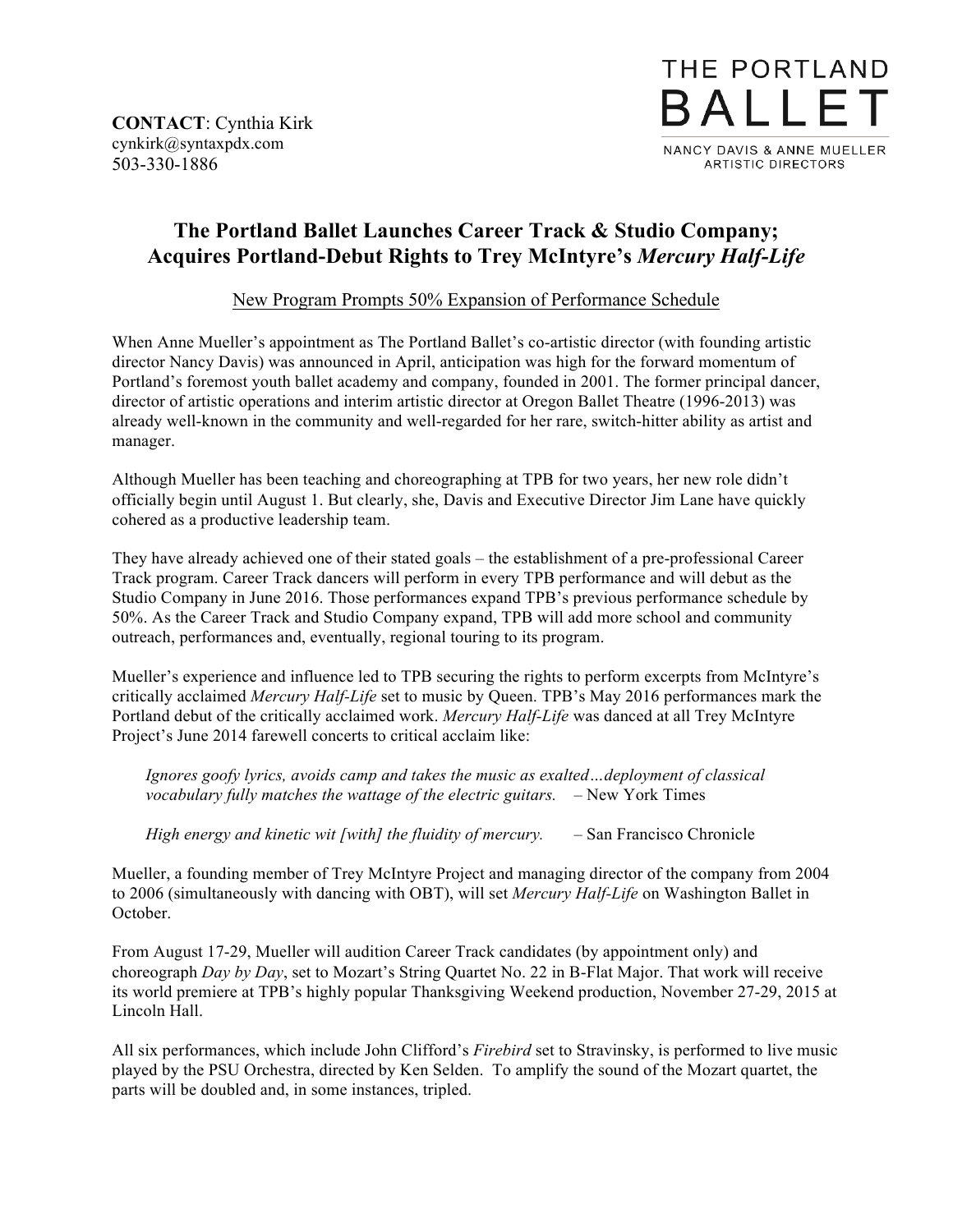**CONTACT**: Cynthia Kirk
cynkirk@syntaxpdx.com
503-330-1886

THE PORTLAND
BALLET
NANCY DAVIS & ANNE MUELLER
ARTISTIC DIRECTORS

# The Portland Ballet Launches Career Track & Studio Company; Acquires Portland-Debut Rights to Trey McIntyre's *Mercury Half-Life*

<u>New Program Prompts 50% Expansion of Performance Schedule</u>

When Anne Mueller's appointment as The Portland Ballet's co-artistic director (with founding artistic director Nancy Davis) was announced in April, anticipation was high for the forward momentum of Portland's foremost youth ballet academy and company, founded in 2001. The former principal dancer, director of artistic operations and interim artistic director at Oregon Ballet Theatre (1996-2013) was already well-known in the community and well-regarded for her rare, switch-hitter ability as artist and manager.

Although Mueller has been teaching and choreographing at TPB for two years, her new role didn't officially begin until August 1. But clearly, she, Davis and Executive Director Jim Lane have quickly cohered as a productive leadership team.

They have already achieved one of their stated goals – the establishment of a pre-professional Career Track program. Career Track dancers will perform in every TPB performance and will debut as the Studio Company in June 2016. Those performances expand TPB's previous performance schedule by 50%. As the Career Track and Studio Company expand, TPB will add more school and community outreach, performances and, eventually, regional touring to its program.

Mueller's experience and influence led to TPB securing the rights to perform excerpts from McIntyre's critically acclaimed *Mercury Half-Life* set to music by Queen. TPB's May 2016 performances mark the Portland debut of the critically acclaimed work. *Mercury Half-Life* was danced at all Trey McIntyre Project's June 2014 farewell concerts to critical acclaim like:

> *Ignores goofy lyrics, avoids camp and takes the music as exalted…deployment of classical vocabulary fully matches the wattage of the electric guitars.* – New York Times
>
> *High energy and kinetic wit [with] the fluidity of mercury.* – San Francisco Chronicle

Mueller, a founding member of Trey McIntyre Project and managing director of the company from 2004 to 2006 (simultaneously with dancing with OBT), will set *Mercury Half-Life* on Washington Ballet in October.

From August 17-29, Mueller will audition Career Track candidates (by appointment only) and choreograph *Day by Day*, set to Mozart's String Quartet No. 22 in B-Flat Major. That work will receive its world premiere at TPB's highly popular Thanksgiving Weekend production, November 27-29, 2015 at Lincoln Hall.

All six performances, which include John Clifford's *Firebird* set to Stravinsky, is performed to live music played by the PSU Orchestra, directed by Ken Selden. To amplify the sound of the Mozart quartet, the parts will be doubled and, in some instances, tripled.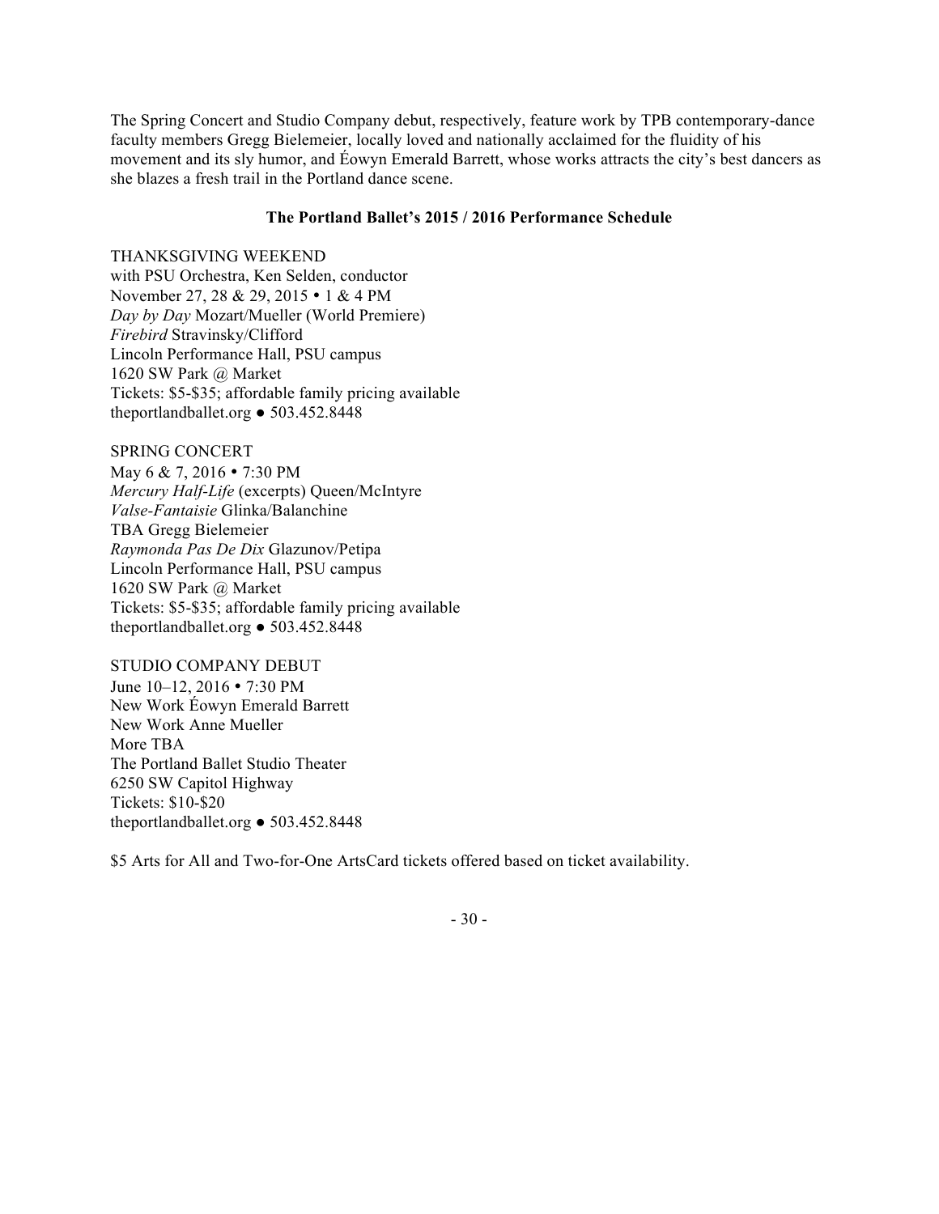The Spring Concert and Studio Company debut, respectively, feature work by TPB contemporary-dance faculty members Gregg Bielemeier, locally loved and nationally acclaimed for the fluidity of his movement and its sly humor, and Éowyn Emerald Barrett, whose works attracts the city's best dancers as she blazes a fresh trail in the Portland dance scene.

**The Portland Ballet's 2015 / 2016 Performance Schedule**

THANKSGIVING WEEKEND
with PSU Orchestra, Ken Selden, conductor
November 27, 28 & 29, 2015 • 1 & 4 PM
*Day by Day* Mozart/Mueller (World Premiere)
*Firebird* Stravinsky/Clifford
Lincoln Performance Hall, PSU campus
1620 SW Park @ Market
Tickets: $5-$35; affordable family pricing available
theportlandballet.org ● 503.452.8448

SPRING CONCERT
May 6 & 7, 2016 • 7:30 PM
*Mercury Half-Life* (excerpts) Queen/McIntyre
*Valse-Fantaisie* Glinka/Balanchine
TBA Gregg Bielemeier
*Raymonda Pas De Dix* Glazunov/Petipa
Lincoln Performance Hall, PSU campus
1620 SW Park @ Market
Tickets: $5-$35; affordable family pricing available
theportlandballet.org ● 503.452.8448

STUDIO COMPANY DEBUT
June 10–12, 2016 • 7:30 PM
New Work Éowyn Emerald Barrett
New Work Anne Mueller
More TBA
The Portland Ballet Studio Theater
6250 SW Capitol Highway
Tickets: $10-$20
theportlandballet.org ● 503.452.8448

$5 Arts for All and Two-for-One ArtsCard tickets offered based on ticket availability.